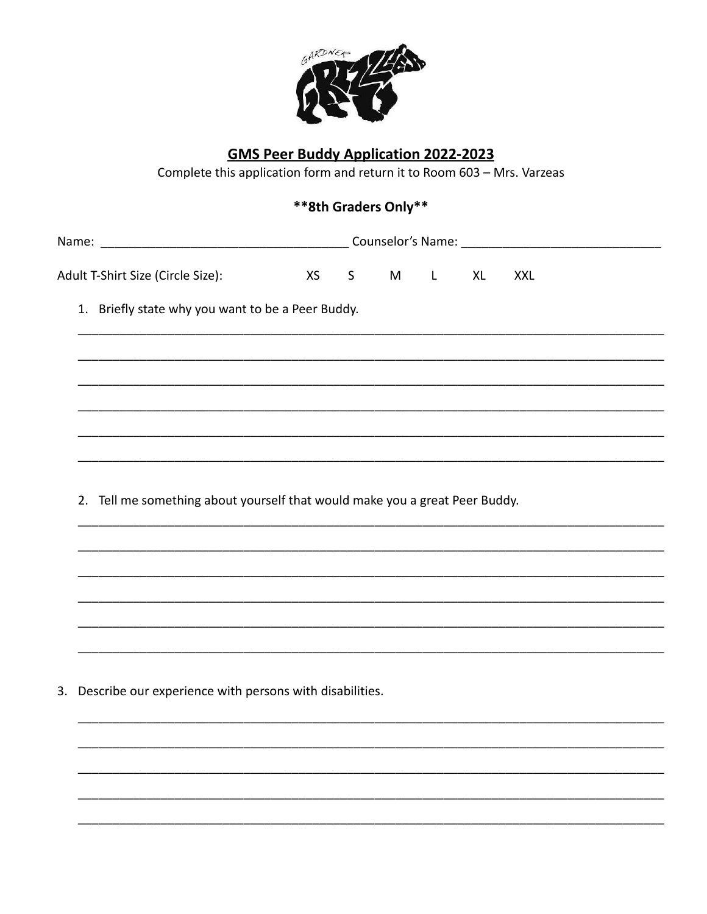## GMS Peer Buddy Application 2022-2023

Complete this application form and return it to Room 603 – Mrs. Varzeas

**\*\*8th Graders Only\*\***

Name: ___________________________________ Counselor's Name: ____________________________

Adult T-Shirt Size (Circle Size): XS S M L XL XXL

1. Briefly state why you want to be a Peer Buddy.

______________________________________________________________________________________

______________________________________________________________________________________

______________________________________________________________________________________

______________________________________________________________________________________

______________________________________________________________________________________

______________________________________________________________________________________

2. Tell me something about yourself that would make you a great Peer Buddy.

______________________________________________________________________________________

______________________________________________________________________________________

______________________________________________________________________________________

______________________________________________________________________________________

______________________________________________________________________________________

______________________________________________________________________________________

3. Describe our experience with persons with disabilities.

______________________________________________________________________________________

______________________________________________________________________________________

______________________________________________________________________________________

______________________________________________________________________________________

______________________________________________________________________________________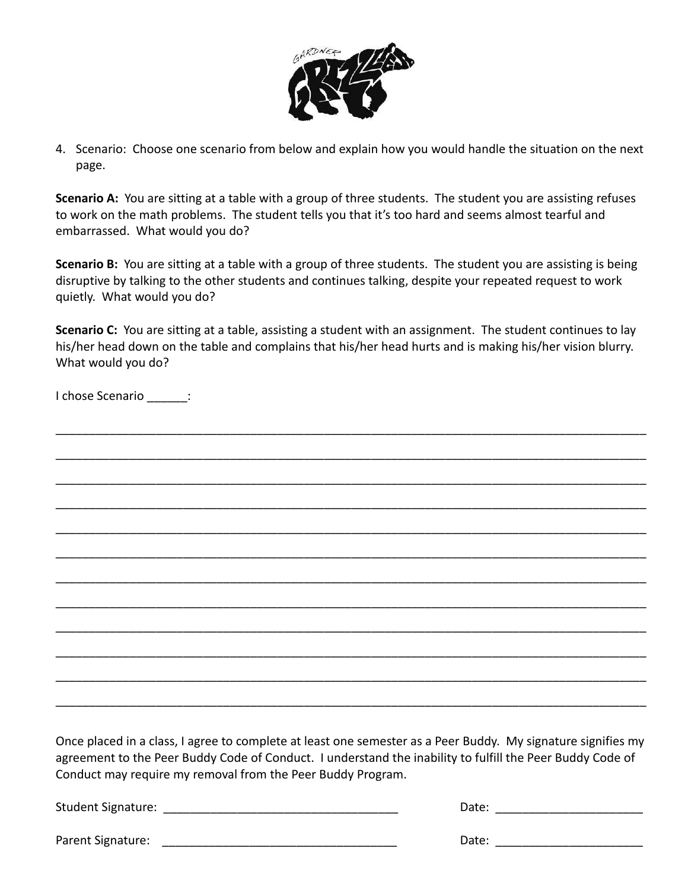4. Scenario: Choose one scenario from below and explain how you would handle the situation on the next page.

**Scenario A:** You are sitting at a table with a group of three students. The student you are assisting refuses to work on the math problems. The student tells you that it's too hard and seems almost tearful and embarrassed. What would you do?

**Scenario B:** You are sitting at a table with a group of three students. The student you are assisting is being disruptive by talking to the other students and continues talking, despite your repeated request to work quietly. What would you do?

**Scenario C:** You are sitting at a table, assisting a student with an assignment. The student continues to lay his/her head down on the table and complains that his/her head hurts and is making his/her vision blurry. What would you do?

I chose Scenario ______:

_____________________________________________________________________________________

_____________________________________________________________________________________

_____________________________________________________________________________________

_____________________________________________________________________________________

_____________________________________________________________________________________

_____________________________________________________________________________________

_____________________________________________________________________________________

_____________________________________________________________________________________

_____________________________________________________________________________________

_____________________________________________________________________________________

_____________________________________________________________________________________

_____________________________________________________________________________________

Once placed in a class, I agree to complete at least one semester as a Peer Buddy. My signature signifies my agreement to the Peer Buddy Code of Conduct. I understand the inability to fulfill the Peer Buddy Code of Conduct may require my removal from the Peer Buddy Program.

Student Signature: ___________________________________ Date: ______________________

Parent Signature: ___________________________________ Date: ______________________